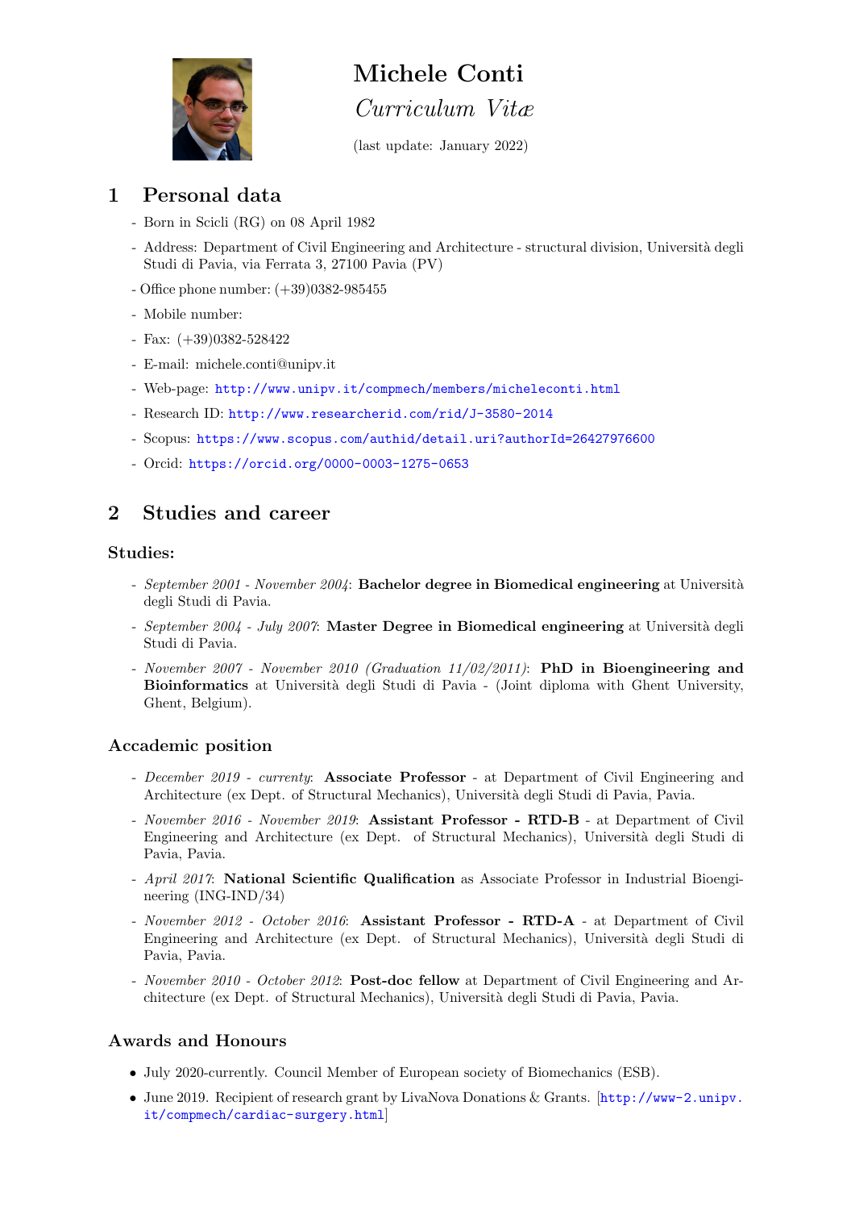# Michele Conti

*Curriculum Vitæ*

(last update: January 2022)

## 1 Personal data

- Born in Scicli (RG) on 08 April 1982
- Address: Department of Civil Engineering and Architecture - structural division, Università degli Studi di Pavia, via Ferrata 3, 27100 Pavia (PV)
- Office phone number: (+39)0382-985455
- Mobile number:
- Fax: (+39)0382-528422
- E-mail: michele.conti@unipv.it
- Web-page: http://www.unipv.it/compmech/members/micheleconti.html
- Research ID: http://www.researcherid.com/rid/J-3580-2014
- Scopus: https://www.scopus.com/authid/detail.uri?authorId=26427976600
- Orcid: https://orcid.org/0000-0003-1275-0653

## 2 Studies and career

### Studies:

- *September 2001 - November 2004*: **Bachelor degree in Biomedical engineering** at Università degli Studi di Pavia.
- *September 2004 - July 2007*: **Master Degree in Biomedical engineering** at Università degli Studi di Pavia.
- *November 2007 - November 2010 (Graduation 11/02/2011)*: **PhD in Bioengineering and Bioinformatics** at Università degli Studi di Pavia - (Joint diploma with Ghent University, Ghent, Belgium).

### Accademic position

- *December 2019 - currenty*: **Associate Professor** - at Department of Civil Engineering and Architecture (ex Dept. of Structural Mechanics), Università degli Studi di Pavia, Pavia.
- *November 2016 - November 2019*: **Assistant Professor - RTD-B** - at Department of Civil Engineering and Architecture (ex Dept. of Structural Mechanics), Università degli Studi di Pavia, Pavia.
- *April 2017*: **National Scientific Qualification** as Associate Professor in Industrial Bioengineering (ING-IND/34)
- *November 2012 - October 2016*: **Assistant Professor - RTD-A** - at Department of Civil Engineering and Architecture (ex Dept. of Structural Mechanics), Università degli Studi di Pavia, Pavia.
- *November 2010 - October 2012*: **Post-doc fellow** at Department of Civil Engineering and Architecture (ex Dept. of Structural Mechanics), Università degli Studi di Pavia, Pavia.

### Awards and Honours

- July 2020-currently. Council Member of European society of Biomechanics (ESB).
- June 2019. Recipient of research grant by LivaNova Donations & Grants. [http://www-2.unipv.it/compmech/cardiac-surgery.html]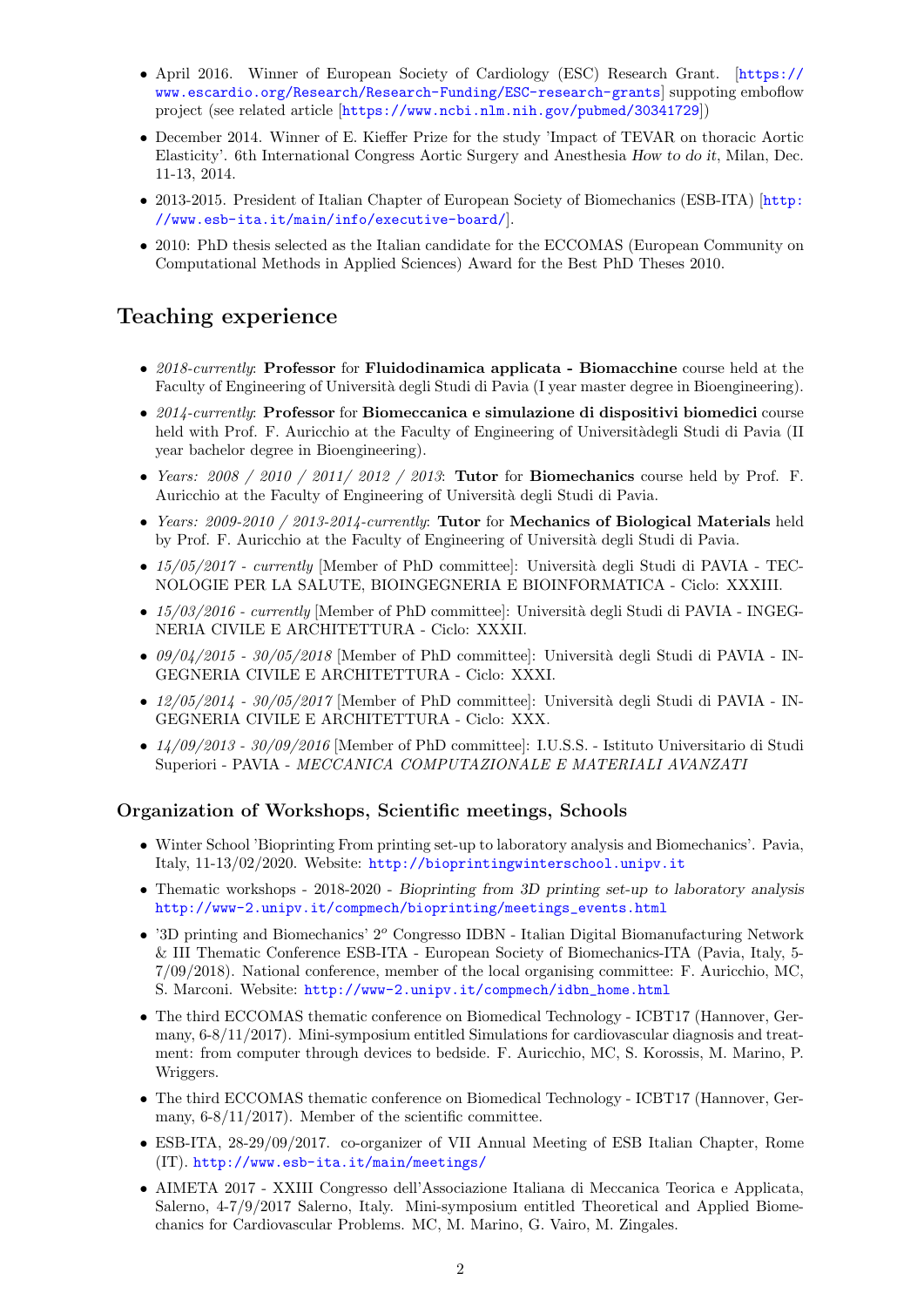- April 2016. Winner of European Society of Cardiology (ESC) Research Grant. [https://www.escardio.org/Research/Research-Funding/ESC-research-grants] suppoting emboflow project (see related article [https://www.ncbi.nlm.nih.gov/pubmed/30341729])
- December 2014. Winner of E. Kieffer Prize for the study 'Impact of TEVAR on thoracic Aortic Elasticity'. 6th International Congress Aortic Surgery and Anesthesia *How to do it*, Milan, Dec. 11-13, 2014.
- 2013-2015. President of Italian Chapter of European Society of Biomechanics (ESB-ITA) [http://www.esb-ita.it/main/info/executive-board/].
- 2010: PhD thesis selected as the Italian candidate for the ECCOMAS (European Community on Computational Methods in Applied Sciences) Award for the Best PhD Theses 2010.

## Teaching experience

- *2018-currently*: **Professor** for **Fluidodinamica applicata - Biomacchine** course held at the Faculty of Engineering of Università degli Studi di Pavia (I year master degree in Bioengineering).
- *2014-currently*: **Professor** for **Biomeccanica e simulazione di dispositivi biomedici** course held with Prof. F. Auricchio at the Faculty of Engineering of Universitàdegli Studi di Pavia (II year bachelor degree in Bioengineering).
- *Years: 2008 / 2010 / 2011/ 2012 / 2013*: **Tutor** for **Biomechanics** course held by Prof. F. Auricchio at the Faculty of Engineering of Università degli Studi di Pavia.
- *Years: 2009-2010 / 2013-2014-currently*: **Tutor** for **Mechanics of Biological Materials** held by Prof. F. Auricchio at the Faculty of Engineering of Università degli Studi di Pavia.
- *15/05/2017 - currently* [Member of PhD committee]: Università degli Studi di PAVIA - TECNOLOGIE PER LA SALUTE, BIOINGEGNERIA E BIOINFORMATICA - Ciclo: XXXIII.
- *15/03/2016 - currently* [Member of PhD committee]: Università degli Studi di PAVIA - INGEGNERIA CIVILE E ARCHITETTURA - Ciclo: XXXII.
- *09/04/2015 - 30/05/2018* [Member of PhD committee]: Università degli Studi di PAVIA - INGEGNERIA CIVILE E ARCHITETTURA - Ciclo: XXXI.
- *12/05/2014 - 30/05/2017* [Member of PhD committee]: Università degli Studi di PAVIA - INGEGNERIA CIVILE E ARCHITETTURA - Ciclo: XXX.
- *14/09/2013 - 30/09/2016* [Member of PhD committee]: I.U.S.S. - Istituto Universitario di Studi Superiori - PAVIA - *MECCANICA COMPUTAZIONALE E MATERIALI AVANZATI*

### Organization of Workshops, Scientific meetings, Schools

- Winter School 'Bioprinting From printing set-up to laboratory analysis and Biomechanics'. Pavia, Italy, 11-13/02/2020. Website: http://bioprintingwinterschool.unipv.it
- Thematic workshops - 2018-2020 - *Bioprinting from 3D printing set-up to laboratory analysis* http://www-2.unipv.it/compmech/bioprinting/meetings_events.html
- '3D printing and Biomechanics' 2$^{o}$ Congresso IDBN - Italian Digital Biomanufacturing Network & III Thematic Conference ESB-ITA - European Society of Biomechanics-ITA (Pavia, Italy, 5-7/09/2018). National conference, member of the local organising committee: F. Auricchio, MC, S. Marconi. Website: http://www-2.unipv.it/compmech/idbn_home.html
- The third ECCOMAS thematic conference on Biomedical Technology - ICBT17 (Hannover, Germany, 6-8/11/2017). Mini-symposium entitled Simulations for cardiovascular diagnosis and treatment: from computer through devices to bedside. F. Auricchio, MC, S. Korossis, M. Marino, P. Wriggers.
- The third ECCOMAS thematic conference on Biomedical Technology - ICBT17 (Hannover, Germany, 6-8/11/2017). Member of the scientific committee.
- ESB-ITA, 28-29/09/2017. co-organizer of VII Annual Meeting of ESB Italian Chapter, Rome (IT). http://www.esb-ita.it/main/meetings/
- AIMETA 2017 - XXIII Congresso dell'Associazione Italiana di Meccanica Teorica e Applicata, Salerno, 4-7/9/2017 Salerno, Italy. Mini-symposium entitled Theoretical and Applied Biomechanics for Cardiovascular Problems. MC, M. Marino, G. Vairo, M. Zingales.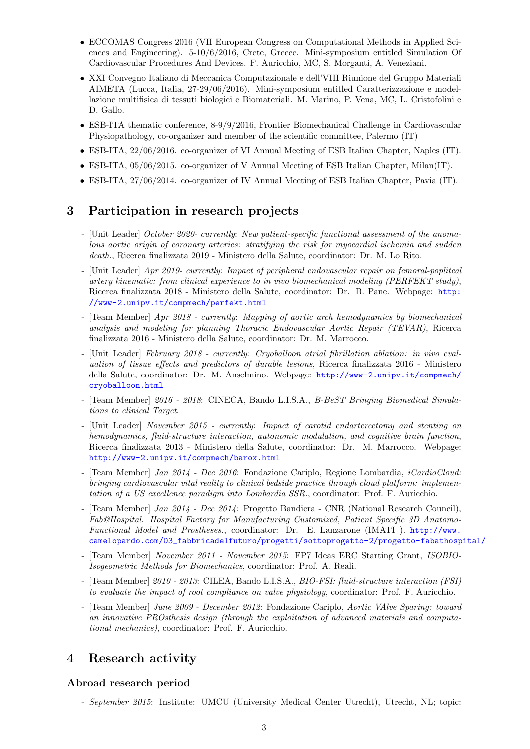- ECCOMAS Congress 2016 (VII European Congress on Computational Methods in Applied Sciences and Engineering). 5-10/6/2016, Crete, Greece. Mini-symposium entitled Simulation Of Cardiovascular Procedures And Devices. F. Auricchio, MC, S. Morganti, A. Veneziani.
- XXI Convegno Italiano di Meccanica Computazionale e dell'VIII Riunione del Gruppo Materiali AIMETA (Lucca, Italia, 27-29/06/2016). Mini-symposium entitled Caratterizzazione e modellazione multifisica di tessuti biologici e Biomateriali. M. Marino, P. Vena, MC, L. Cristofolini e D. Gallo.
- ESB-ITA thematic conference, 8-9/9/2016, Frontier Biomechanical Challenge in Cardiovascular Physiopathology, co-organizer and member of the scientific committee, Palermo (IT)
- ESB-ITA, 22/06/2016. co-organizer of VI Annual Meeting of ESB Italian Chapter, Naples (IT).
- ESB-ITA, 05/06/2015. co-organizer of V Annual Meeting of ESB Italian Chapter, Milan(IT).
- ESB-ITA, 27/06/2014. co-organizer of IV Annual Meeting of ESB Italian Chapter, Pavia (IT).

# 3 Participation in research projects

- [Unit Leader] *October 2020- currently*: *New patient-specific functional assessment of the anomalous aortic origin of coronary arteries: stratifying the risk for myocardial ischemia and sudden death.*, Ricerca finalizzata 2019 - Ministero della Salute, coordinator: Dr. M. Lo Rito.
- [Unit Leader] *Apr 2019- currently*: *Impact of peripheral endovascular repair on femoral-popliteal artery kinematic: from clinical experience to in vivo biomechanical modeling (PERFEKT study)*, Ricerca finalizzata 2018 - Ministero della Salute, coordinator: Dr. B. Pane. Webpage: http://www-2.unipv.it/compmech/perfekt.html
- [Team Member] *Apr 2018 - currently*: *Mapping of aortic arch hemodynamics by biomechanical analysis and modeling for planning Thoracic Endovascular Aortic Repair (TEVAR)*, Ricerca finalizzata 2016 - Ministero della Salute, coordinator: Dr. M. Marrocco.
- [Unit Leader] *February 2018 - currently*: *Cryoballoon atrial fibrillation ablation: in vivo evaluation of tissue effects and predictors of durable lesions*, Ricerca finalizzata 2016 - Ministero della Salute, coordinator: Dr. M. Anselmino. Webpage: http://www-2.unipv.it/compmech/cryoballoon.html
- [Team Member] *2016 - 2018*: CINECA, Bando L.I.S.A., *B-BeST Bringing Biomedical Simulations to clinical Target*.
- [Unit Leader] *November 2015 - currently*: *Impact of carotid endarterectomy and stenting on hemodynamics, fluid-structure interaction, autonomic modulation, and cognitive brain function*, Ricerca finalizzata 2013 - Ministero della Salute, coordinator: Dr. M. Marrocco. Webpage: http://www-2.unipv.it/compmech/barox.html
- [Team Member] *Jan 2014 - Dec 2016*: Fondazione Cariplo, Regione Lombardia, *iCardioCloud: bringing cardiovascular vital reality to clinical bedside practice through cloud platform: implementation of a US excellence paradigm into Lombardia SSR.*, coordinator: Prof. F. Auricchio.
- [Team Member] *Jan 2014 - Dec 2014*: Progetto Bandiera - CNR (National Research Council), *Fab@Hospital. Hospital Factory for Manufacturing Customized, Patient Specific 3D Anatomo-Functional Model and Prostheses.*, coordinator: Dr. E. Lanzarone (IMATI ). http://www.camelopardo.com/03_fabbricadelfuturo/progetti/sottoprogetto-2/progetto-fabathospital/
- [Team Member] *November 2011 - November 2015*: FP7 Ideas ERC Starting Grant, *ISOBIO-Isogeometric Methods for Biomechanics*, coordinator: Prof. A. Reali.
- [Team Member] *2010 - 2013*: CILEA, Bando L.I.S.A., *BIO-FSI: fluid-structure interaction (FSI) to evaluate the impact of root compliance on valve physiology*, coordinator: Prof. F. Auricchio.
- [Team Member] *June 2009 - December 2012*: Fondazione Cariplo, *Aortic VAlve Sparing: toward an innovative PROsthesis design (through the exploitation of advanced materials and computational mechanics)*, coordinator: Prof. F. Auricchio.

# 4 Research activity

### Abroad research period

- *September 2015*: Institute: UMCU (University Medical Center Utrecht), Utrecht, NL; topic: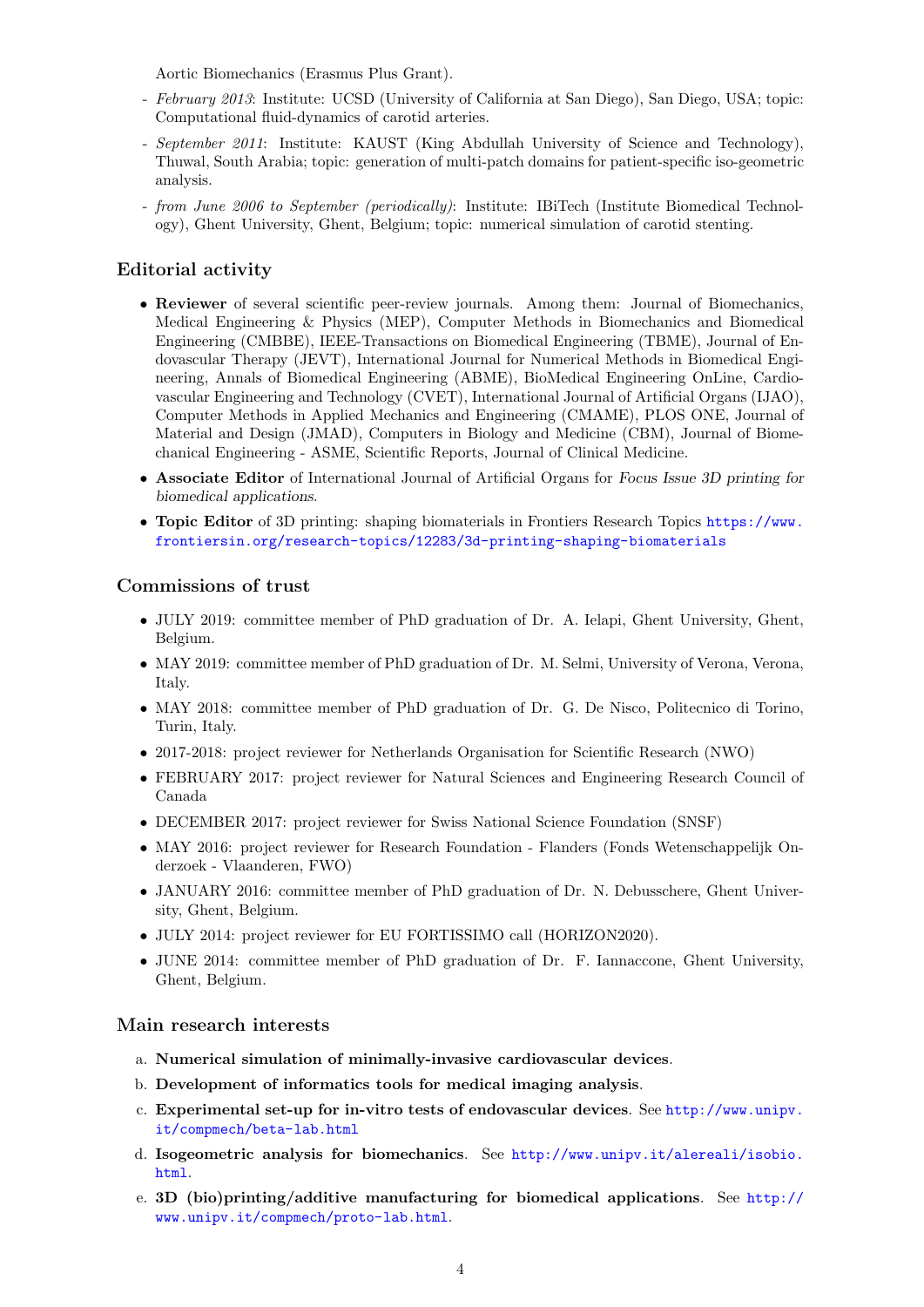Aortic Biomechanics (Erasmus Plus Grant).

- *February 2013*: Institute: UCSD (University of California at San Diego), San Diego, USA; topic: Computational fluid-dynamics of carotid arteries.
- *September 2011*: Institute: KAUST (King Abdullah University of Science and Technology), Thuwal, South Arabia; topic: generation of multi-patch domains for patient-specific iso-geometric analysis.
- *from June 2006 to September (periodically)*: Institute: IBiTech (Institute Biomedical Technology), Ghent University, Ghent, Belgium; topic: numerical simulation of carotid stenting.

## Editorial activity

- **Reviewer** of several scientific peer-review journals. Among them: Journal of Biomechanics, Medical Engineering & Physics (MEP), Computer Methods in Biomechanics and Biomedical Engineering (CMBBE), IEEE-Transactions on Biomedical Engineering (TBME), Journal of Endovascular Therapy (JEVT), International Journal for Numerical Methods in Biomedical Engineering, Annals of Biomedical Engineering (ABME), BioMedical Engineering OnLine, Cardiovascular Engineering and Technology (CVET), International Journal of Artificial Organs (IJAO), Computer Methods in Applied Mechanics and Engineering (CMAME), PLOS ONE, Journal of Material and Design (JMAD), Computers in Biology and Medicine (CBM), Journal of Biomechanical Engineering - ASME, Scientific Reports, Journal of Clinical Medicine.
- **Associate Editor** of International Journal of Artificial Organs for *Focus Issue 3D printing for biomedical applications*.
- **Topic Editor** of 3D printing: shaping biomaterials in Frontiers Research Topics https://www.frontiersin.org/research-topics/12283/3d-printing-shaping-biomaterials

## Commissions of trust

- JULY 2019: committee member of PhD graduation of Dr. A. Ielapi, Ghent University, Ghent, Belgium.
- MAY 2019: committee member of PhD graduation of Dr. M. Selmi, University of Verona, Verona, Italy.
- MAY 2018: committee member of PhD graduation of Dr. G. De Nisco, Politecnico di Torino, Turin, Italy.
- 2017-2018: project reviewer for Netherlands Organisation for Scientific Research (NWO)
- FEBRUARY 2017: project reviewer for Natural Sciences and Engineering Research Council of Canada
- DECEMBER 2017: project reviewer for Swiss National Science Foundation (SNSF)
- MAY 2016: project reviewer for Research Foundation - Flanders (Fonds Wetenschappelijk Onderzoek - Vlaanderen, FWO)
- JANUARY 2016: committee member of PhD graduation of Dr. N. Debusschere, Ghent University, Ghent, Belgium.
- JULY 2014: project reviewer for EU FORTISSIMO call (HORIZON2020).
- JUNE 2014: committee member of PhD graduation of Dr. F. Iannaccone, Ghent University, Ghent, Belgium.

## Main research interests

a. **Numerical simulation of minimally-invasive cardiovascular devices**.

b. **Development of informatics tools for medical imaging analysis**.

c. **Experimental set-up for in-vitro tests of endovascular devices**. See http://www.unipv.it/compmech/beta-lab.html

d. **Isogeometric analysis for biomechanics**. See http://www.unipv.it/alereali/isobio.html.

e. **3D (bio)printing/additive manufacturing for biomedical applications**. See http://www.unipv.it/compmech/proto-lab.html.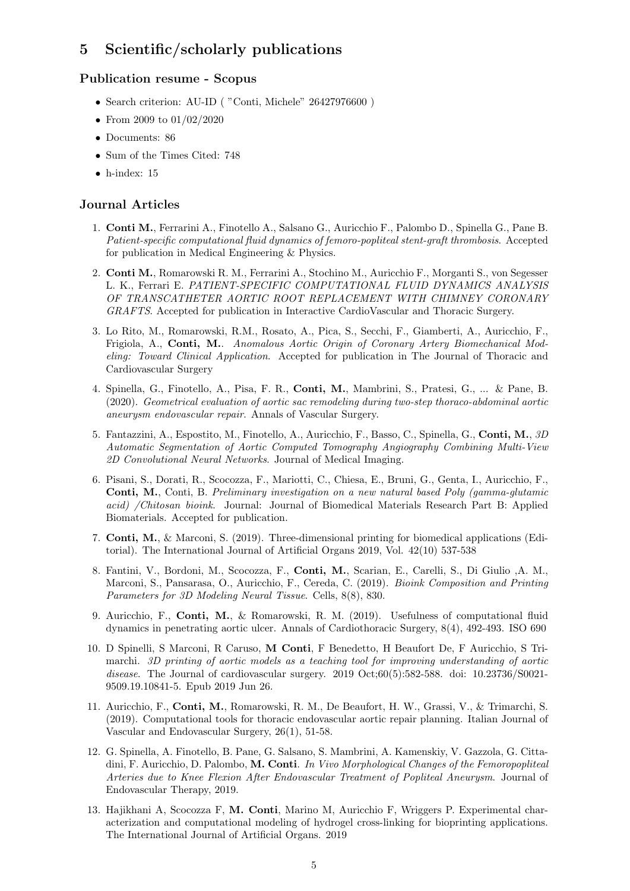# 5 Scientific/scholarly publications

## Publication resume - Scopus

- Search criterion: AU-ID ( "Conti, Michele" 26427976600 )
- From 2009 to 01/02/2020
- Documents: 86
- Sum of the Times Cited: 748
- h-index: 15

## Journal Articles

1. **Conti M.**, Ferrarini A., Finotello A., Salsano G., Auricchio F., Palombo D., Spinella G., Pane B. *Patient-specific computational fluid dynamics of femoro-popliteal stent-graft thrombosis*. Accepted for publication in Medical Engineering & Physics.

2. **Conti M.**, Romarowski R. M., Ferrarini A., Stochino M., Auricchio F., Morganti S., von Segesser L. K., Ferrari E. *PATIENT-SPECIFIC COMPUTATIONAL FLUID DYNAMICS ANALYSIS OF TRANSCATHETER AORTIC ROOT REPLACEMENT WITH CHIMNEY CORONARY GRAFTS*. Accepted for publication in Interactive CardioVascular and Thoracic Surgery.

3. Lo Rito, M., Romarowski, R.M., Rosato, A., Pica, S., Secchi, F., Giamberti, A., Auricchio, F., Frigiola, A., **Conti, M.**. *Anomalous Aortic Origin of Coronary Artery Biomechanical Modeling: Toward Clinical Application*. Accepted for publication in The Journal of Thoracic and Cardiovascular Surgery

4. Spinella, G., Finotello, A., Pisa, F. R., **Conti, M.**, Mambrini, S., Pratesi, G., ... & Pane, B. (2020). *Geometrical evaluation of aortic sac remodeling during two-step thoraco-abdominal aortic aneurysm endovascular repair*. Annals of Vascular Surgery.

5. Fantazzini, A., Espostito, M., Finotello, A., Auricchio, F., Basso, C., Spinella, G., **Conti, M.**, *3D Automatic Segmentation of Aortic Computed Tomography Angiography Combining Multi-View 2D Convolutional Neural Networks*. Journal of Medical Imaging.

6. Pisani, S., Dorati, R., Scocozza, F., Mariotti, C., Chiesa, E., Bruni, G., Genta, I., Auricchio, F., **Conti, M.**, Conti, B. *Preliminary investigation on a new natural based Poly (gamma-glutamic acid) /Chitosan bioink*. Journal: Journal of Biomedical Materials Research Part B: Applied Biomaterials. Accepted for publication.

7. **Conti, M.**, & Marconi, S. (2019). Three-dimensional printing for biomedical applications (Editorial). The International Journal of Artificial Organs 2019, Vol. 42(10) 537-538

8. Fantini, V., Bordoni, M., Scocozza, F., **Conti, M.**, Scarian, E., Carelli, S., Di Giulio ,A. M., Marconi, S., Pansarasa, O., Auricchio, F., Cereda, C. (2019). *Bioink Composition and Printing Parameters for 3D Modeling Neural Tissue*. Cells, 8(8), 830.

9. Auricchio, F., **Conti, M.**, & Romarowski, R. M. (2019). Usefulness of computational fluid dynamics in penetrating aortic ulcer. Annals of Cardiothoracic Surgery, 8(4), 492-493. ISO 690

10. D Spinelli, S Marconi, R Caruso, **M Conti**, F Benedetto, H Beaufort De, F Auricchio, S Trimarchi. *3D printing of aortic models as a teaching tool for improving understanding of aortic disease*. The Journal of cardiovascular surgery. 2019 Oct;60(5):582-588. doi: 10.23736/S0021-9509.19.10841-5. Epub 2019 Jun 26.

11. Auricchio, F., **Conti, M.**, Romarowski, R. M., De Beaufort, H. W., Grassi, V., & Trimarchi, S. (2019). Computational tools for thoracic endovascular aortic repair planning. Italian Journal of Vascular and Endovascular Surgery, 26(1), 51-58.

12. G. Spinella, A. Finotello, B. Pane, G. Salsano, S. Mambrini, A. Kamenskiy, V. Gazzola, G. Cittadini, F. Auricchio, D. Palombo, **M. Conti**. *In Vivo Morphological Changes of the Femoropopliteal Arteries due to Knee Flexion After Endovascular Treatment of Popliteal Aneurysm*. Journal of Endovascular Therapy, 2019.

13. Hajikhani A, Scocozza F, **M. Conti**, Marino M, Auricchio F, Wriggers P. Experimental characterization and computational modeling of hydrogel cross-linking for bioprinting applications. The International Journal of Artificial Organs. 2019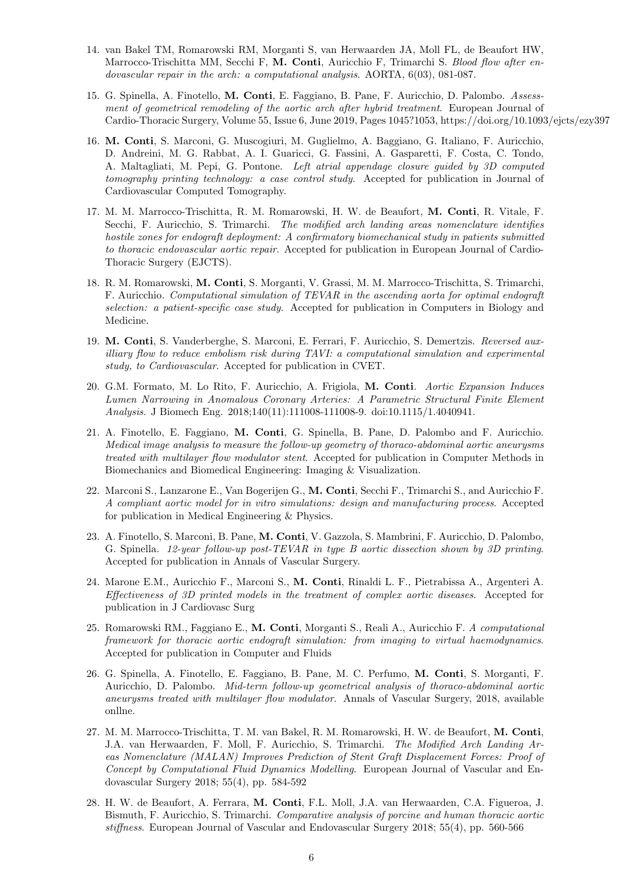14. van Bakel TM, Romarowski RM, Morganti S, van Herwaarden JA, Moll FL, de Beaufort HW, Marrocco-Trischitta MM, Secchi F, **M. Conti**, Auricchio F, Trimarchi S. *Blood flow after endovascular repair in the arch: a computational analysis*. AORTA, 6(03), 081-087.

15. G. Spinella, A. Finotello, **M. Conti**, E. Faggiano, B. Pane, F. Auricchio, D. Palombo. *Assessment of geometrical remodeling of the aortic arch after hybrid treatment*. European Journal of Cardio-Thoracic Surgery, Volume 55, Issue 6, June 2019, Pages 1045?1053, https://doi.org/10.1093/ejcts/ezy397

16. **M. Conti**, S. Marconi, G. Muscogiuri, M. Guglielmo, A. Baggiano, G. Italiano, F. Auricchio, D. Andreini, M. G. Rabbat, A. I. Guaricci, G. Fassini, A. Gasparetti, F. Costa, C. Tondo, A. Maltagliati, M. Pepi, G. Pontone. *Left atrial appendage closure guided by 3D computed tomography printing technology: a case control study*. Accepted for publication in Journal of Cardiovascular Computed Tomography.

17. M. M. Marrocco-Trischitta, R. M. Romarowski, H. W. de Beaufort, **M. Conti**, R. Vitale, F. Secchi, F. Auricchio, S. Trimarchi. *The modified arch landing areas nomenclature identifies hostile zones for endograft deployment: A confirmatory biomechanical study in patients submitted to thoracic endovascular aortic repair*. Accepted for publication in European Journal of Cardio-Thoracic Surgery (EJCTS).

18. R. M. Romarowski, **M. Conti**, S. Morganti, V. Grassi, M. M. Marrocco-Trischitta, S. Trimarchi, F. Auricchio. *Computational simulation of TEVAR in the ascending aorta for optimal endograft selection: a patient-specific case study*. Accepted for publication in Computers in Biology and Medicine.

19. **M. Conti**, S. Vanderberghe, S. Marconi, E. Ferrari, F. Auricchio, S. Demertzis. *Reversed auxiliary flow to reduce embolism risk during TAVI: a computational simulation and experimental study, to Cardiovascular*. Accepted for publication in CVET.

20. G.M. Formato, M. Lo Rito, F. Auricchio, A. Frigiola, **M. Conti**. *Aortic Expansion Induces Lumen Narrowing in Anomalous Coronary Arteries: A Parametric Structural Finite Element Analysis*. J Biomech Eng. 2018;140(11):111008-111008-9. doi:10.1115/1.4040941.

21. A. Finotello, E. Faggiano, **M. Conti**, G. Spinella, B. Pane, D. Palombo and F. Auricchio. *Medical image analysis to measure the follow-up geometry of thoraco-abdominal aortic aneurysms treated with multilayer flow modulator stent*. Accepted for publication in Computer Methods in Biomechanics and Biomedical Engineering: Imaging & Visualization.

22. Marconi S., Lanzarone E., Van Bogerijen G., **M. Conti**, Secchi F., Trimarchi S., and Auricchio F. *A compliant aortic model for in vitro simulations: design and manufacturing process*. Accepted for publication in Medical Engineering & Physics.

23. A. Finotello, S. Marconi, B. Pane, **M. Conti**, V. Gazzola, S. Mambrini, F. Auricchio, D. Palombo, G. Spinella. *12-year follow-up post-TEVAR in type B aortic dissection shown by 3D printing*. Accepted for publication in Annals of Vascular Surgery.

24. Marone E.M., Auricchio F., Marconi S., **M. Conti**, Rinaldi L. F., Pietrabissa A., Argenteri A. *Effectiveness of 3D printed models in the treatment of complex aortic diseases*. Accepted for publication in J Cardiovasc Surg

25. Romarowski RM., Faggiano E., **M. Conti**, Morganti S., Reali A., Auricchio F. *A computational framework for thoracic aortic endograft simulation: from imaging to virtual haemodynamics*. Accepted for publication in Computer and Fluids

26. G. Spinella, A. Finotello, E. Faggiano, B. Pane, M. C. Perfumo, **M. Conti**, S. Morganti, F. Auricchio, D. Palombo. *Mid-term follow-up geometrical analysis of thoraco-abdominal aortic aneurysms treated with multilayer flow modulator*. Annals of Vascular Surgery, 2018, available onllne.

27. M. M. Marrocco-Trischitta, T. M. van Bakel, R. M. Romarowski, H. W. de Beaufort, **M. Conti**, J.A. van Herwaarden, F. Moll, F. Auricchio, S. Trimarchi. *The Modified Arch Landing Areas Nomenclature (MALAN) Improves Prediction of Stent Graft Displacement Forces: Proof of Concept by Computational Fluid Dynamics Modelling*. European Journal of Vascular and Endovascular Surgery 2018; 55(4), pp. 584-592

28. H. W. de Beaufort, A. Ferrara, **M. Conti**, F.L. Moll, J.A. van Herwaarden, C.A. Figueroa, J. Bismuth, F. Auricchio, S. Trimarchi. *Comparative analysis of porcine and human thoracic aortic stiffness*. European Journal of Vascular and Endovascular Surgery 2018; 55(4), pp. 560-566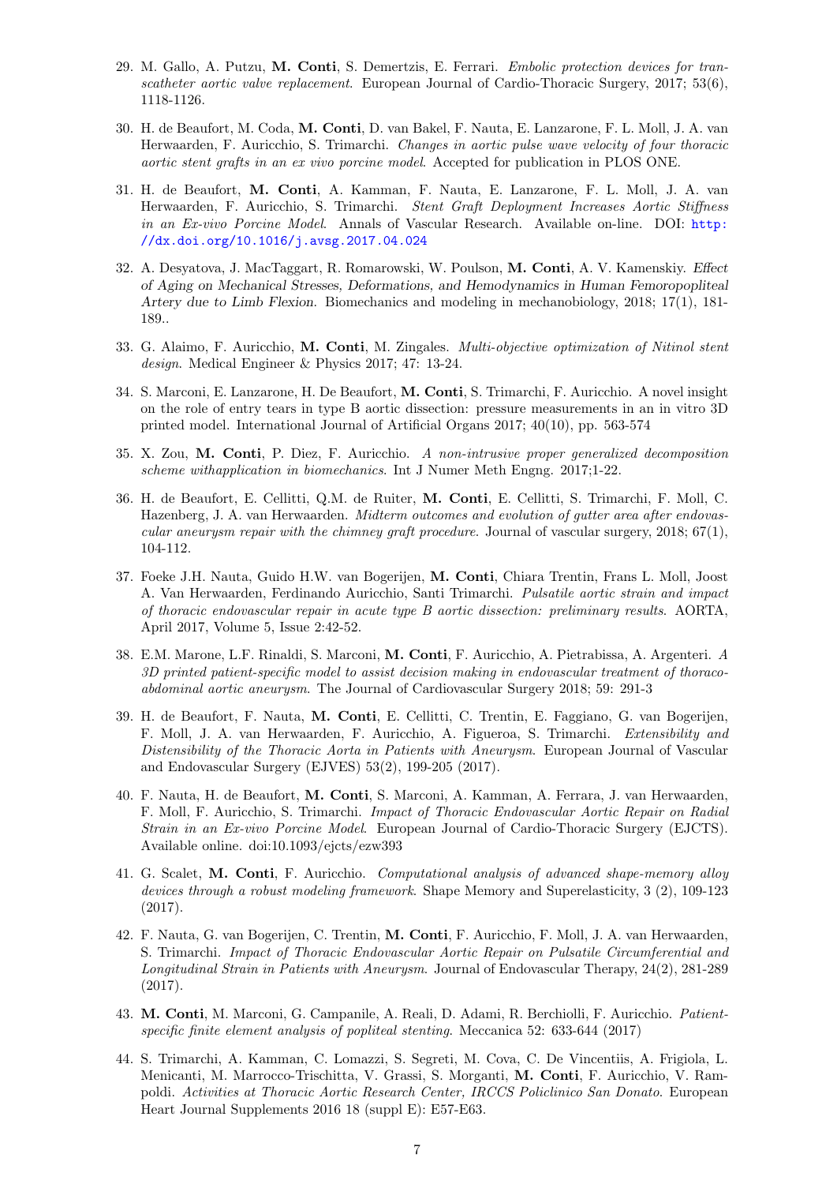29. M. Gallo, A. Putzu, **M. Conti**, S. Demertzis, E. Ferrari. *Embolic protection devices for transcatheter aortic valve replacement*. European Journal of Cardio-Thoracic Surgery, 2017; 53(6), 1118-1126.

30. H. de Beaufort, M. Coda, **M. Conti**, D. van Bakel, F. Nauta, E. Lanzarone, F. L. Moll, J. A. van Herwaarden, F. Auricchio, S. Trimarchi. *Changes in aortic pulse wave velocity of four thoracic aortic stent grafts in an ex vivo porcine model*. Accepted for publication in PLOS ONE.

31. H. de Beaufort, **M. Conti**, A. Kamman, F. Nauta, E. Lanzarone, F. L. Moll, J. A. van Herwaarden, F. Auricchio, S. Trimarchi. *Stent Graft Deployment Increases Aortic Stiffness in an Ex-vivo Porcine Model*. Annals of Vascular Research. Available on-line. DOI: http://dx.doi.org/10.1016/j.avsg.2017.04.024

32. A. Desyatova, J. MacTaggart, R. Romarowski, W. Poulson, **M. Conti**, A. V. Kamenskiy. *Effect of Aging on Mechanical Stresses, Deformations, and Hemodynamics in Human Femoropopliteal Artery due to Limb Flexion*. Biomechanics and modeling in mechanobiology, 2018; 17(1), 181-189..

33. G. Alaimo, F. Auricchio, **M. Conti**, M. Zingales. *Multi-objective optimization of Nitinol stent design*. Medical Engineer & Physics 2017; 47: 13-24.

34. S. Marconi, E. Lanzarone, H. De Beaufort, **M. Conti**, S. Trimarchi, F. Auricchio. A novel insight on the role of entry tears in type B aortic dissection: pressure measurements in an in vitro 3D printed model. International Journal of Artificial Organs 2017; 40(10), pp. 563-574

35. X. Zou, **M. Conti**, P. Diez, F. Auricchio. *A non-intrusive proper generalized decomposition scheme withapplication in biomechanics*. Int J Numer Meth Engng. 2017;1-22.

36. H. de Beaufort, E. Cellitti, Q.M. de Ruiter, **M. Conti**, E. Cellitti, S. Trimarchi, F. Moll, C. Hazenberg, J. A. van Herwaarden. *Midterm outcomes and evolution of gutter area after endovascular aneurysm repair with the chimney graft procedure*. Journal of vascular surgery, 2018; 67(1), 104-112.

37. Foeke J.H. Nauta, Guido H.W. van Bogerijen, **M. Conti**, Chiara Trentin, Frans L. Moll, Joost A. Van Herwaarden, Ferdinando Auricchio, Santi Trimarchi. *Pulsatile aortic strain and impact of thoracic endovascular repair in acute type B aortic dissection: preliminary results*. AORTA, April 2017, Volume 5, Issue 2:42-52.

38. E.M. Marone, L.F. Rinaldi, S. Marconi, **M. Conti**, F. Auricchio, A. Pietrabissa, A. Argenteri. *A 3D printed patient-specific model to assist decision making in endovascular treatment of thoraco-abdominal aortic aneurysm*. The Journal of Cardiovascular Surgery 2018; 59: 291-3

39. H. de Beaufort, F. Nauta, **M. Conti**, E. Cellitti, C. Trentin, E. Faggiano, G. van Bogerijen, F. Moll, J. A. van Herwaarden, F. Auricchio, A. Figueroa, S. Trimarchi. *Extensibility and Distensibility of the Thoracic Aorta in Patients with Aneurysm*. European Journal of Vascular and Endovascular Surgery (EJVES) 53(2), 199-205 (2017).

40. F. Nauta, H. de Beaufort, **M. Conti**, S. Marconi, A. Kamman, A. Ferrara, J. van Herwaarden, F. Moll, F. Auricchio, S. Trimarchi. *Impact of Thoracic Endovascular Aortic Repair on Radial Strain in an Ex-vivo Porcine Model*. European Journal of Cardio-Thoracic Surgery (EJCTS). Available online. doi:10.1093/ejcts/ezw393

41. G. Scalet, **M. Conti**, F. Auricchio. *Computational analysis of advanced shape-memory alloy devices through a robust modeling framework*. Shape Memory and Superelasticity, 3 (2), 109-123 (2017).

42. F. Nauta, G. van Bogerijen, C. Trentin, **M. Conti**, F. Auricchio, F. Moll, J. A. van Herwaarden, S. Trimarchi. *Impact of Thoracic Endovascular Aortic Repair on Pulsatile Circumferential and Longitudinal Strain in Patients with Aneurysm*. Journal of Endovascular Therapy, 24(2), 281-289 (2017).

43. **M. Conti**, M. Marconi, G. Campanile, A. Reali, D. Adami, R. Berchiolli, F. Auricchio. *Patient-specific finite element analysis of popliteal stenting*. Meccanica 52: 633-644 (2017)

44. S. Trimarchi, A. Kamman, C. Lomazzi, S. Segreti, M. Cova, C. De Vincentiis, A. Frigiola, L. Menicanti, M. Marrocco-Trischitta, V. Grassi, S. Morganti, **M. Conti**, F. Auricchio, V. Rampoldi. *Activities at Thoracic Aortic Research Center, IRCCS Policlinico San Donato*. European Heart Journal Supplements 2016 18 (suppl E): E57-E63.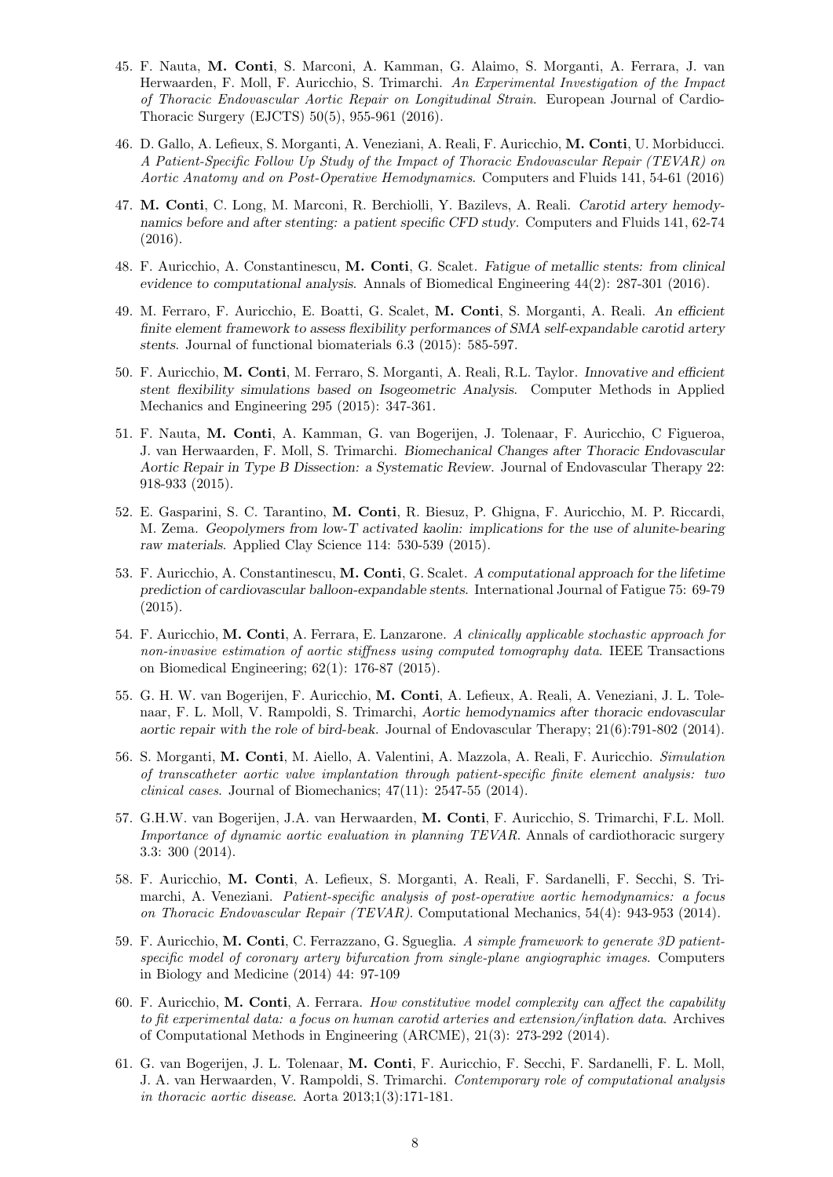45. F. Nauta, **M. Conti**, S. Marconi, A. Kamman, G. Alaimo, S. Morganti, A. Ferrara, J. van Herwaarden, F. Moll, F. Auricchio, S. Trimarchi. *An Experimental Investigation of the Impact of Thoracic Endovascular Aortic Repair on Longitudinal Strain*. European Journal of Cardio-Thoracic Surgery (EJCTS) 50(5), 955-961 (2016).

46. D. Gallo, A. Lefieux, S. Morganti, A. Veneziani, A. Reali, F. Auricchio, **M. Conti**, U. Morbiducci. *A Patient-Specific Follow Up Study of the Impact of Thoracic Endovascular Repair (TEVAR) on Aortic Anatomy and on Post-Operative Hemodynamics*. Computers and Fluids 141, 54-61 (2016)

47. **M. Conti**, C. Long, M. Marconi, R. Berchiolli, Y. Bazilevs, A. Reali. *Carotid artery hemodynamics before and after stenting: a patient specific CFD study*. Computers and Fluids 141, 62-74 (2016).

48. F. Auricchio, A. Constantinescu, **M. Conti**, G. Scalet. *Fatigue of metallic stents: from clinical evidence to computational analysis*. Annals of Biomedical Engineering 44(2): 287-301 (2016).

49. M. Ferraro, F. Auricchio, E. Boatti, G. Scalet, **M. Conti**, S. Morganti, A. Reali. *An efficient finite element framework to assess flexibility performances of SMA self-expandable carotid artery stents*. Journal of functional biomaterials 6.3 (2015): 585-597.

50. F. Auricchio, **M. Conti**, M. Ferraro, S. Morganti, A. Reali, R.L. Taylor. *Innovative and efficient stent flexibility simulations based on Isogeometric Analysis*. Computer Methods in Applied Mechanics and Engineering 295 (2015): 347-361.

51. F. Nauta, **M. Conti**, A. Kamman, G. van Bogerijen, J. Tolenaar, F. Auricchio, C Figueroa, J. van Herwaarden, F. Moll, S. Trimarchi. *Biomechanical Changes after Thoracic Endovascular Aortic Repair in Type B Dissection: a Systematic Review*. Journal of Endovascular Therapy 22: 918-933 (2015).

52. E. Gasparini, S. C. Tarantino, **M. Conti**, R. Biesuz, P. Ghigna, F. Auricchio, M. P. Riccardi, M. Zema. *Geopolymers from low-T activated kaolin: implications for the use of alunite-bearing raw materials*. Applied Clay Science 114: 530-539 (2015).

53. F. Auricchio, A. Constantinescu, **M. Conti**, G. Scalet. *A computational approach for the lifetime prediction of cardiovascular balloon-expandable stents*. International Journal of Fatigue 75: 69-79 (2015).

54. F. Auricchio, **M. Conti**, A. Ferrara, E. Lanzarone. *A clinically applicable stochastic approach for non-invasive estimation of aortic stiffness using computed tomography data*. IEEE Transactions on Biomedical Engineering; 62(1): 176-87 (2015).

55. G. H. W. van Bogerijen, F. Auricchio, **M. Conti**, A. Lefieux, A. Reali, A. Veneziani, J. L. Tolenaar, F. L. Moll, V. Rampoldi, S. Trimarchi, *Aortic hemodynamics after thoracic endovascular aortic repair with the role of bird-beak*. Journal of Endovascular Therapy; 21(6):791-802 (2014).

56. S. Morganti, **M. Conti**, M. Aiello, A. Valentini, A. Mazzola, A. Reali, F. Auricchio. *Simulation of transcatheter aortic valve implantation through patient-specific finite element analysis: two clinical cases*. Journal of Biomechanics; 47(11): 2547-55 (2014).

57. G.H.W. van Bogerijen, J.A. van Herwaarden, **M. Conti**, F. Auricchio, S. Trimarchi, F.L. Moll. *Importance of dynamic aortic evaluation in planning TEVAR*. Annals of cardiothoracic surgery 3.3: 300 (2014).

58. F. Auricchio, **M. Conti**, A. Lefieux, S. Morganti, A. Reali, F. Sardanelli, F. Secchi, S. Trimarchi, A. Veneziani. *Patient-specific analysis of post-operative aortic hemodynamics: a focus on Thoracic Endovascular Repair (TEVAR)*. Computational Mechanics, 54(4): 943-953 (2014).

59. F. Auricchio, **M. Conti**, C. Ferrazzano, G. Sgueglia. *A simple framework to generate 3D patient-specific model of coronary artery bifurcation from single-plane angiographic images*. Computers in Biology and Medicine (2014) 44: 97-109

60. F. Auricchio, **M. Conti**, A. Ferrara. *How constitutive model complexity can affect the capability to fit experimental data: a focus on human carotid arteries and extension/inflation data*. Archives of Computational Methods in Engineering (ARCME), 21(3): 273-292 (2014).

61. G. van Bogerijen, J. L. Tolenaar, **M. Conti**, F. Auricchio, F. Secchi, F. Sardanelli, F. L. Moll, J. A. van Herwaarden, V. Rampoldi, S. Trimarchi. *Contemporary role of computational analysis in thoracic aortic disease*. Aorta 2013;1(3):171-181.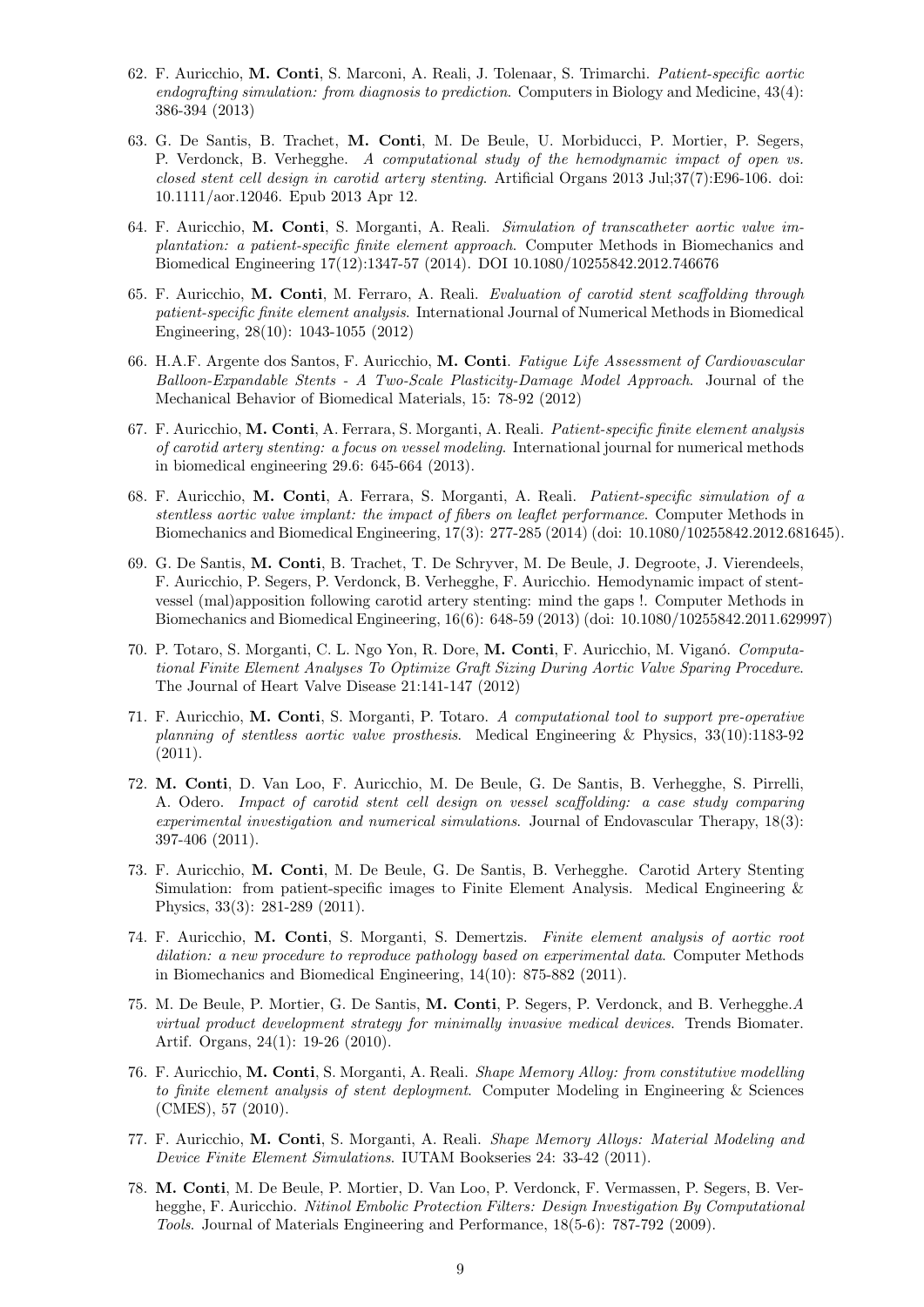62. F. Auricchio, **M. Conti**, S. Marconi, A. Reali, J. Tolenaar, S. Trimarchi. *Patient-specific aortic endografting simulation: from diagnosis to prediction*. Computers in Biology and Medicine, 43(4): 386-394 (2013)

63. G. De Santis, B. Trachet, **M. Conti**, M. De Beule, U. Morbiducci, P. Mortier, P. Segers, P. Verdonck, B. Verhegghe. *A computational study of the hemodynamic impact of open vs. closed stent cell design in carotid artery stenting*. Artificial Organs 2013 Jul;37(7):E96-106. doi: 10.1111/aor.12046. Epub 2013 Apr 12.

64. F. Auricchio, **M. Conti**, S. Morganti, A. Reali. *Simulation of transcatheter aortic valve implantation: a patient-specific finite element approach*. Computer Methods in Biomechanics and Biomedical Engineering 17(12):1347-57 (2014). DOI 10.1080/10255842.2012.746676

65. F. Auricchio, **M. Conti**, M. Ferraro, A. Reali. *Evaluation of carotid stent scaffolding through patient-specific finite element analysis*. International Journal of Numerical Methods in Biomedical Engineering, 28(10): 1043-1055 (2012)

66. H.A.F. Argente dos Santos, F. Auricchio, **M. Conti**. *Fatigue Life Assessment of Cardiovascular Balloon-Expandable Stents - A Two-Scale Plasticity-Damage Model Approach*. Journal of the Mechanical Behavior of Biomedical Materials, 15: 78-92 (2012)

67. F. Auricchio, **M. Conti**, A. Ferrara, S. Morganti, A. Reali. *Patient-specific finite element analysis of carotid artery stenting: a focus on vessel modeling*. International journal for numerical methods in biomedical engineering 29.6: 645-664 (2013).

68. F. Auricchio, **M. Conti**, A. Ferrara, S. Morganti, A. Reali. *Patient-specific simulation of a stentless aortic valve implant: the impact of fibers on leaflet performance*. Computer Methods in Biomechanics and Biomedical Engineering, 17(3): 277-285 (2014) (doi: 10.1080/10255842.2012.681645).

69. G. De Santis, **M. Conti**, B. Trachet, T. De Schryver, M. De Beule, J. Degroote, J. Vierendeels, F. Auricchio, P. Segers, P. Verdonck, B. Verhegghe, F. Auricchio. Hemodynamic impact of stent-vessel (mal)apposition following carotid artery stenting: mind the gaps !. Computer Methods in Biomechanics and Biomedical Engineering, 16(6): 648-59 (2013) (doi: 10.1080/10255842.2011.629997)

70. P. Totaro, S. Morganti, C. L. Ngo Yon, R. Dore, **M. Conti**, F. Auricchio, M. Viganó. *Computational Finite Element Analyses To Optimize Graft Sizing During Aortic Valve Sparing Procedure*. The Journal of Heart Valve Disease 21:141-147 (2012)

71. F. Auricchio, **M. Conti**, S. Morganti, P. Totaro. *A computational tool to support pre-operative planning of stentless aortic valve prosthesis*. Medical Engineering & Physics, 33(10):1183-92 (2011).

72. **M. Conti**, D. Van Loo, F. Auricchio, M. De Beule, G. De Santis, B. Verhegghe, S. Pirrelli, A. Odero. *Impact of carotid stent cell design on vessel scaffolding: a case study comparing experimental investigation and numerical simulations*. Journal of Endovascular Therapy, 18(3): 397-406 (2011).

73. F. Auricchio, **M. Conti**, M. De Beule, G. De Santis, B. Verhegghe. Carotid Artery Stenting Simulation: from patient-specific images to Finite Element Analysis. Medical Engineering & Physics, 33(3): 281-289 (2011).

74. F. Auricchio, **M. Conti**, S. Morganti, S. Demertzis. *Finite element analysis of aortic root dilation: a new procedure to reproduce pathology based on experimental data*. Computer Methods in Biomechanics and Biomedical Engineering, 14(10): 875-882 (2011).

75. M. De Beule, P. Mortier, G. De Santis, **M. Conti**, P. Segers, P. Verdonck, and B. Verhegghe.*A virtual product development strategy for minimally invasive medical devices*. Trends Biomater. Artif. Organs, 24(1): 19-26 (2010).

76. F. Auricchio, **M. Conti**, S. Morganti, A. Reali. *Shape Memory Alloy: from constitutive modelling to finite element analysis of stent deployment*. Computer Modeling in Engineering & Sciences (CMES), 57 (2010).

77. F. Auricchio, **M. Conti**, S. Morganti, A. Reali. *Shape Memory Alloys: Material Modeling and Device Finite Element Simulations*. IUTAM Bookseries 24: 33-42 (2011).

78. **M. Conti**, M. De Beule, P. Mortier, D. Van Loo, P. Verdonck, F. Vermassen, P. Segers, B. Verhegghe, F. Auricchio. *Nitinol Embolic Protection Filters: Design Investigation By Computational Tools*. Journal of Materials Engineering and Performance, 18(5-6): 787-792 (2009).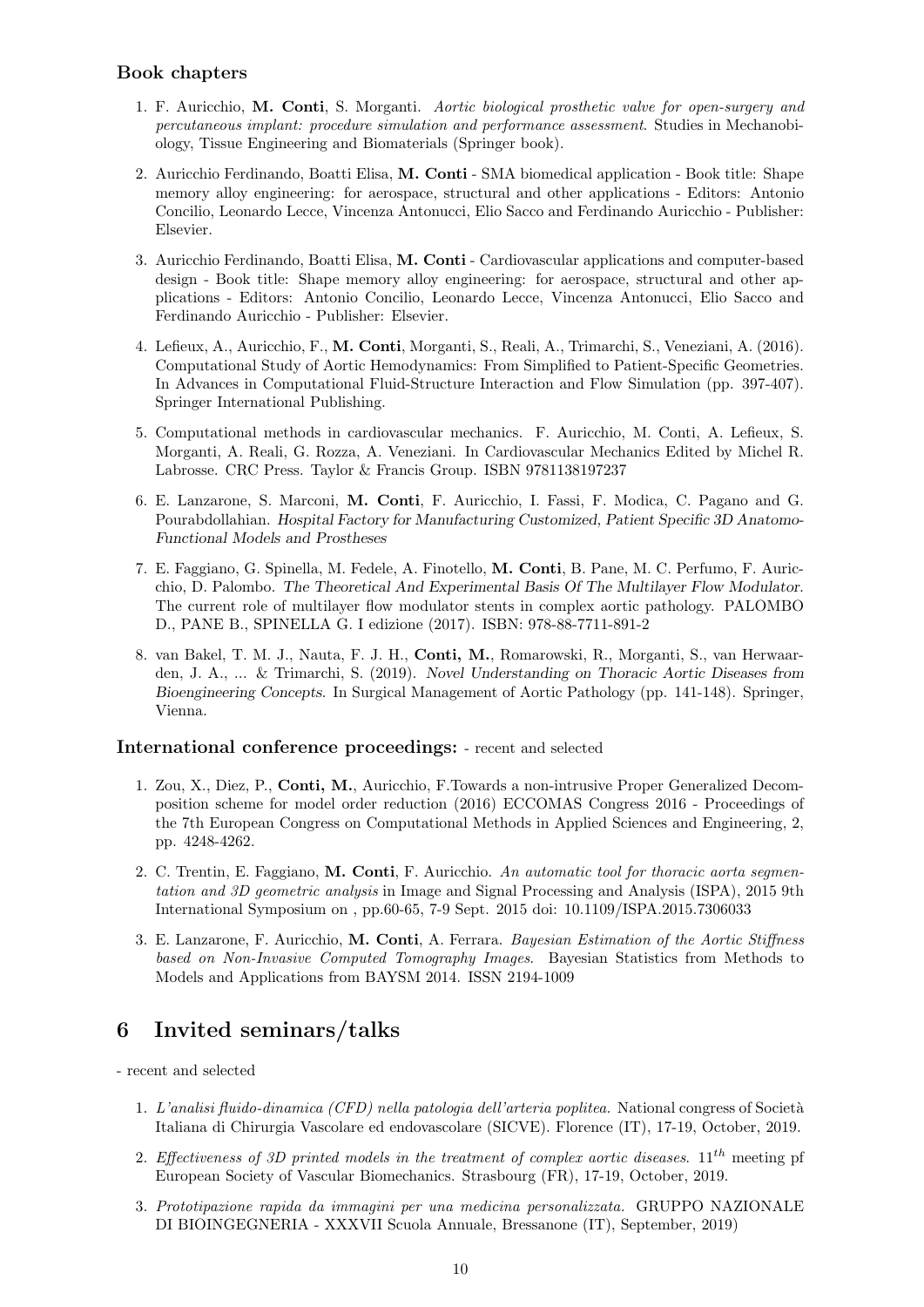### Book chapters

1. F. Auricchio, **M. Conti**, S. Morganti. *Aortic biological prosthetic valve for open-surgery and percutaneous implant: procedure simulation and performance assessment*. Studies in Mechanobiology, Tissue Engineering and Biomaterials (Springer book).

2. Auricchio Ferdinando, Boatti Elisa, **M. Conti** - SMA biomedical application - Book title: Shape memory alloy engineering: for aerospace, structural and other applications - Editors: Antonio Concilio, Leonardo Lecce, Vincenza Antonucci, Elio Sacco and Ferdinando Auricchio - Publisher: Elsevier.

3. Auricchio Ferdinando, Boatti Elisa, **M. Conti** - Cardiovascular applications and computer-based design - Book title: Shape memory alloy engineering: for aerospace, structural and other applications - Editors: Antonio Concilio, Leonardo Lecce, Vincenza Antonucci, Elio Sacco and Ferdinando Auricchio - Publisher: Elsevier.

4. Lefieux, A., Auricchio, F., **M. Conti**, Morganti, S., Reali, A., Trimarchi, S., Veneziani, A. (2016). Computational Study of Aortic Hemodynamics: From Simplified to Patient-Specific Geometries. In Advances in Computational Fluid-Structure Interaction and Flow Simulation (pp. 397-407). Springer International Publishing.

5. Computational methods in cardiovascular mechanics. F. Auricchio, M. Conti, A. Lefieux, S. Morganti, A. Reali, G. Rozza, A. Veneziani. In Cardiovascular Mechanics Edited by Michel R. Labrosse. CRC Press. Taylor & Francis Group. ISBN 9781138197237

6. E. Lanzarone, S. Marconi, **M. Conti**, F. Auricchio, I. Fassi, F. Modica, C. Pagano and G. Pourabdollahian. *Hospital Factory for Manufacturing Customized, Patient Specific 3D Anatomo-Functional Models and Prostheses*

7. E. Faggiano, G. Spinella, M. Fedele, A. Finotello, **M. Conti**, B. Pane, M. C. Perfumo, F. Auricchio, D. Palombo. *The Theoretical And Experimental Basis Of The Multilayer Flow Modulator.* The current role of multilayer flow modulator stents in complex aortic pathology. PALOMBO D., PANE B., SPINELLA G. I edizione (2017). ISBN: 978-88-7711-891-2

8. van Bakel, T. M. J., Nauta, F. J. H., **Conti, M.**, Romarowski, R., Morganti, S., van Herwaarden, J. A., ... & Trimarchi, S. (2019). *Novel Understanding on Thoracic Aortic Diseases from Bioengineering Concepts*. In Surgical Management of Aortic Pathology (pp. 141-148). Springer, Vienna.

### International conference proceedings: - recent and selected

1. Zou, X., Diez, P., **Conti, M.**, Auricchio, F.Towards a non-intrusive Proper Generalized Decomposition scheme for model order reduction (2016) ECCOMAS Congress 2016 - Proceedings of the 7th European Congress on Computational Methods in Applied Sciences and Engineering, 2, pp. 4248-4262.

2. C. Trentin, E. Faggiano, **M. Conti**, F. Auricchio. *An automatic tool for thoracic aorta segmentation and 3D geometric analysis* in Image and Signal Processing and Analysis (ISPA), 2015 9th International Symposium on , pp.60-65, 7-9 Sept. 2015 doi: 10.1109/ISPA.2015.7306033

3. E. Lanzarone, F. Auricchio, **M. Conti**, A. Ferrara. *Bayesian Estimation of the Aortic Stiffness based on Non-Invasive Computed Tomography Images*. Bayesian Statistics from Methods to Models and Applications from BAYSM 2014. ISSN 2194-1009

## 6 Invited seminars/talks

- recent and selected

1. *L'analisi fluido-dinamica (CFD) nella patologia dell'arteria poplitea.* National congress of Società Italiana di Chirurgia Vascolare ed endovascolare (SICVE). Florence (IT), 17-19, October, 2019.

2. *Effectiveness of 3D printed models in the treatment of complex aortic diseases.* $11^{th}$ meeting pf European Society of Vascular Biomechanics. Strasbourg (FR), 17-19, October, 2019.

3. *Prototipazione rapida da immagini per una medicina personalizzata.* GRUPPO NAZIONALE DI BIOINGEGNERIA - XXXVII Scuola Annuale, Bressanone (IT), September, 2019)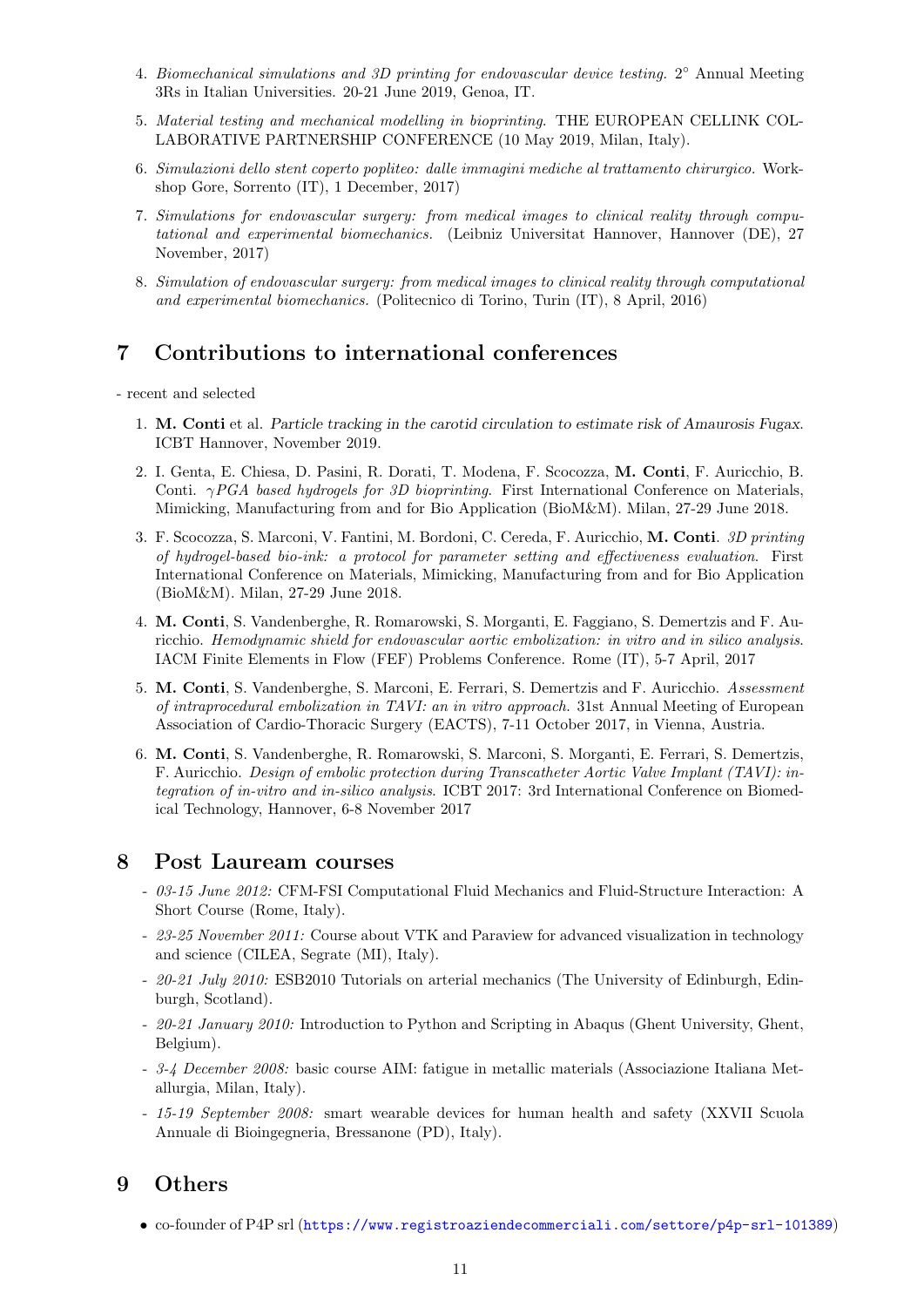4. *Biomechanical simulations and 3D printing for endovascular device testing.* 2° Annual Meeting 3Rs in Italian Universities. 20-21 June 2019, Genoa, IT.

5. *Material testing and mechanical modelling in bioprinting.* THE EUROPEAN CELLINK COLLABORATIVE PARTNERSHIP CONFERENCE (10 May 2019, Milan, Italy).

6. *Simulazioni dello stent coperto popliteo: dalle immagini mediche al trattamento chirurgico.* Workshop Gore, Sorrento (IT), 1 December, 2017)

7. *Simulations for endovascular surgery: from medical images to clinical reality through computational and experimental biomechanics.* (Leibniz Universitat Hannover, Hannover (DE), 27 November, 2017)

8. *Simulation of endovascular surgery: from medical images to clinical reality through computational and experimental biomechanics.* (Politecnico di Torino, Turin (IT), 8 April, 2016)

## 7 Contributions to international conferences

- recent and selected

1. **M. Conti** et al. *Particle tracking in the carotid circulation to estimate risk of Amaurosis Fugax.* ICBT Hannover, November 2019.

2. I. Genta, E. Chiesa, D. Pasini, R. Dorati, T. Modena, F. Scocozza, **M. Conti**, F. Auricchio, B. Conti. *$\gamma$PGA based hydrogels for 3D bioprinting.* First International Conference on Materials, Mimicking, Manufacturing from and for Bio Application (BioM&M). Milan, 27-29 June 2018.

3. F. Scocozza, S. Marconi, V. Fantini, M. Bordoni, C. Cereda, F. Auricchio, **M. Conti**. *3D printing of hydrogel-based bio-ink: a protocol for parameter setting and effectiveness evaluation.* First International Conference on Materials, Mimicking, Manufacturing from and for Bio Application (BioM&M). Milan, 27-29 June 2018.

4. **M. Conti**, S. Vandenberghe, R. Romarowski, S. Morganti, E. Faggiano, S. Demertzis and F. Auricchio. *Hemodynamic shield for endovascular aortic embolization: in vitro and in silico analysis.* IACM Finite Elements in Flow (FEF) Problems Conference. Rome (IT), 5-7 April, 2017

5. **M. Conti**, S. Vandenberghe, S. Marconi, E. Ferrari, S. Demertzis and F. Auricchio. *Assessment of intraprocedural embolization in TAVI: an in vitro approach.* 31st Annual Meeting of European Association of Cardio-Thoracic Surgery (EACTS), 7-11 October 2017, in Vienna, Austria.

6. **M. Conti**, S. Vandenberghe, R. Romarowski, S. Marconi, S. Morganti, E. Ferrari, S. Demertzis, F. Auricchio. *Design of embolic protection during Transcatheter Aortic Valve Implant (TAVI): integration of in-vitro and in-silico analysis.* ICBT 2017: 3rd International Conference on Biomedical Technology, Hannover, 6-8 November 2017

## 8 Post Lauream courses

- *03-15 June 2012:* CFM-FSI Computational Fluid Mechanics and Fluid-Structure Interaction: A Short Course (Rome, Italy).
- *23-25 November 2011:* Course about VTK and Paraview for advanced visualization in technology and science (CILEA, Segrate (MI), Italy).
- *20-21 July 2010:* ESB2010 Tutorials on arterial mechanics (The University of Edinburgh, Edinburgh, Scotland).
- *20-21 January 2010:* Introduction to Python and Scripting in Abaqus (Ghent University, Ghent, Belgium).
- *3-4 December 2008:* basic course AIM: fatigue in metallic materials (Associazione Italiana Metallurgia, Milan, Italy).
- *15-19 September 2008:* smart wearable devices for human health and safety (XXVII Scuola Annuale di Bioingegneria, Bressanone (PD), Italy).

## 9 Others

- co-founder of P4P srl (https://www.registroaziendecommerciali.com/settore/p4p-srl-101389)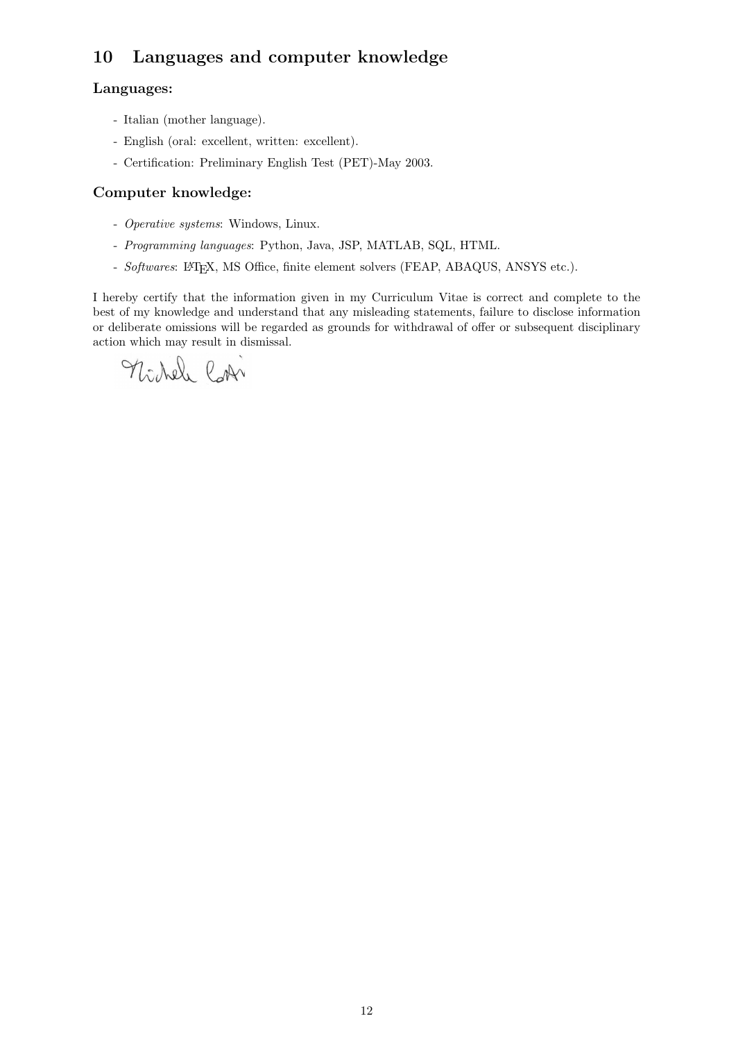## 10 Languages and computer knowledge

### Languages:

- Italian (mother language).
- English (oral: excellent, written: excellent).
- Certification: Preliminary English Test (PET)-May 2003.

### Computer knowledge:

- *Operative systems*: Windows, Linux.
- *Programming languages*: Python, Java, JSP, MATLAB, SQL, HTML.
- *Softwares*: LaTeX, MS Office, finite element solvers (FEAP, ABAQUS, ANSYS etc.).

I hereby certify that the information given in my Curriculum Vitae is correct and complete to the best of my knowledge and understand that any misleading statements, failure to disclose information or deliberate omissions will be regarded as grounds for withdrawal of offer or subsequent disciplinary action which may result in dismissal.